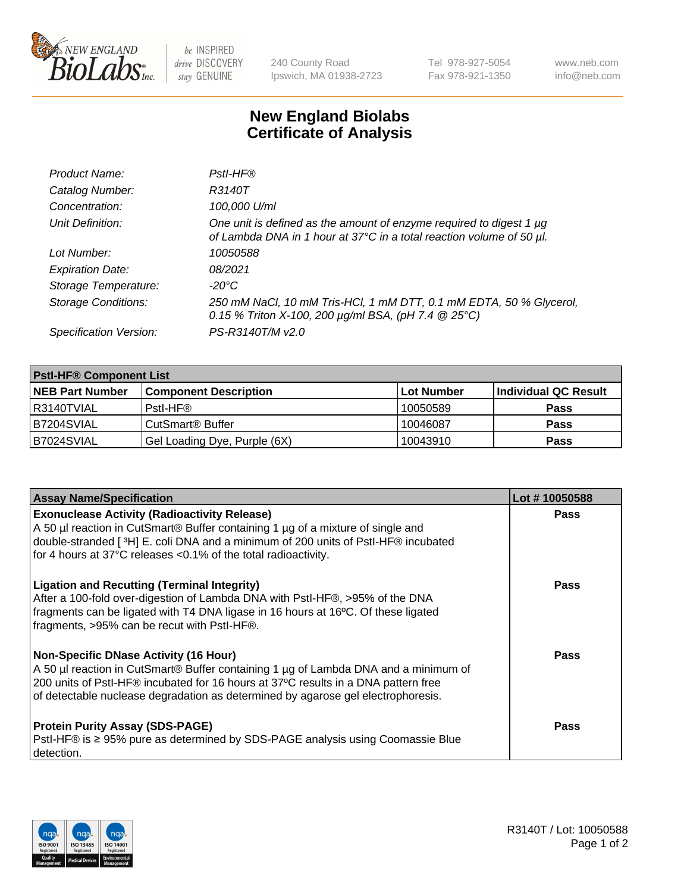# New England Biolabs Certificate of Analysis

| | |
|---|---|
| *Product Name:* | *PstI-HF®* |
| *Catalog Number:* | *R3140T* |
| *Concentration:* | *100,000 U/ml* |
| *Unit Definition:* | *One unit is defined as the amount of enzyme required to digest 1 µg of Lambda DNA in 1 hour at 37°C in a total reaction volume of 50 µl.* |
| *Lot Number:* | *10050588* |
| *Expiration Date:* | *08/2021* |
| *Storage Temperature:* | *-20°C* |
| *Storage Conditions:* | *250 mM NaCl, 10 mM Tris-HCl, 1 mM DTT, 0.1 mM EDTA, 50 % Glycerol, 0.15 % Triton X-100, 200 µg/ml BSA, (pH 7.4 @ 25°C)* |
| *Specification Version:* | *PS-R3140T/M v2.0* |

| **PstI-HF® Component List** | | | |
|---|---|---|---|
| **NEB Part Number** | **Component Description** | **Lot Number** | **Individual QC Result** |
| R3140TVIAL | PstI-HF® | 10050589 | **Pass** |
| B7204SVIAL | CutSmart® Buffer | 10046087 | **Pass** |
| B7024SVIAL | Gel Loading Dye, Purple (6X) | 10043910 | **Pass** |

| **Assay Name/Specification** | **Lot # 10050588** |
|---|---|
| **Exonuclease Activity (Radioactivity Release)** A 50 µl reaction in CutSmart® Buffer containing 1 µg of a mixture of single and double-stranded [ $^3$H] E. coli DNA and a minimum of 200 units of PstI-HF® incubated for 4 hours at 37°C releases <0.1% of the total radioactivity. | **Pass** |
| **Ligation and Recutting (Terminal Integrity)** After a 100-fold over-digestion of Lambda DNA with PstI-HF®, >95% of the DNA fragments can be ligated with T4 DNA ligase in 16 hours at 16ºC. Of these ligated fragments, >95% can be recut with PstI-HF®. | **Pass** |
| **Non-Specific DNase Activity (16 Hour)** A 50 µl reaction in CutSmart® Buffer containing 1 µg of Lambda DNA and a minimum of 200 units of PstI-HF® incubated for 16 hours at 37ºC results in a DNA pattern free of detectable nuclease degradation as determined by agarose gel electrophoresis. | **Pass** |
| **Protein Purity Assay (SDS-PAGE)** PstI-HF® is ≥ 95% pure as determined by SDS-PAGE analysis using Coomassie Blue detection. | **Pass** |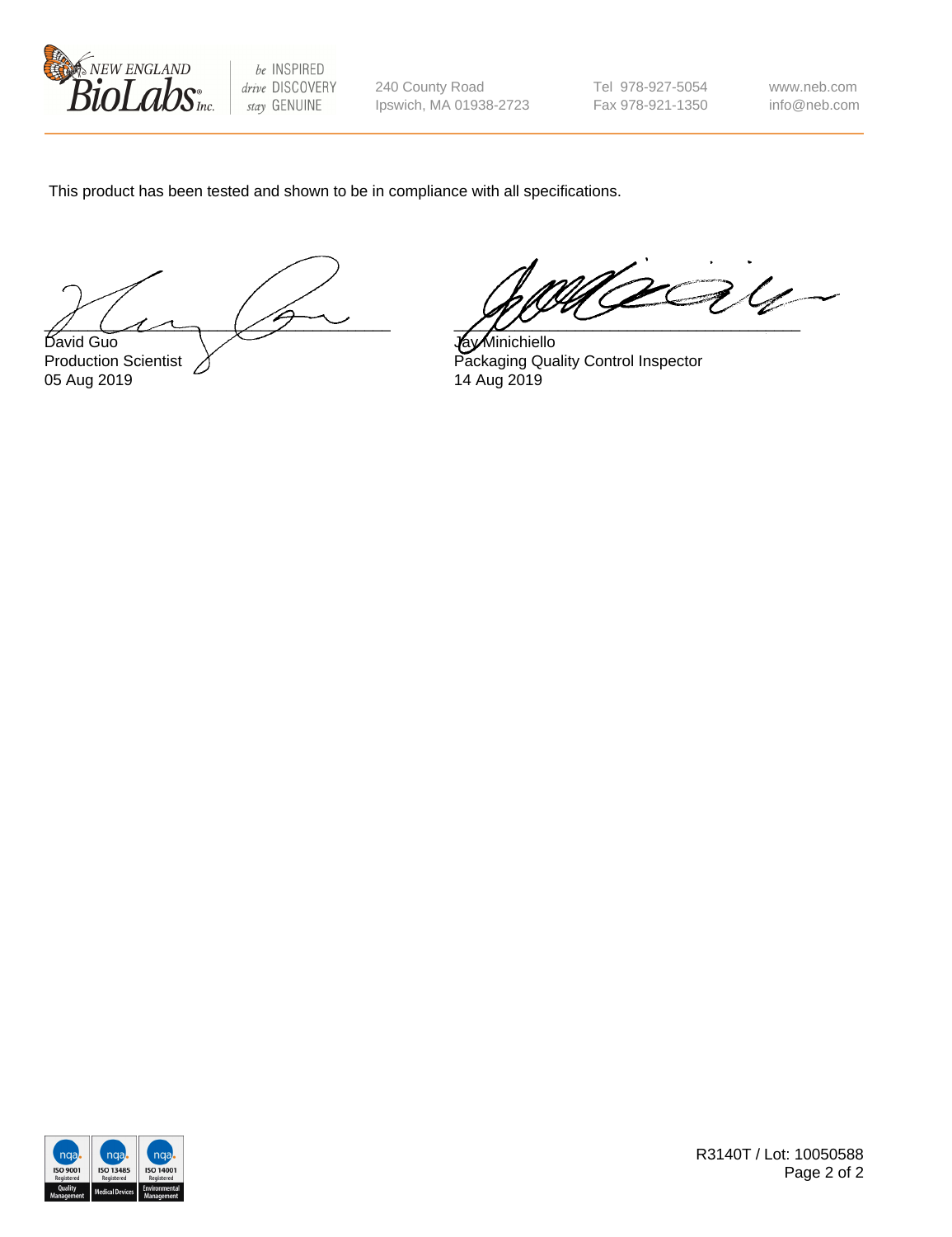This product has been tested and shown to be in compliance with all specifications.

David Guo
Production Scientist
05 Aug 2019

Jay Minichiello
Packaging Quality Control Inspector
14 Aug 2019

R3140T / Lot: 10050588